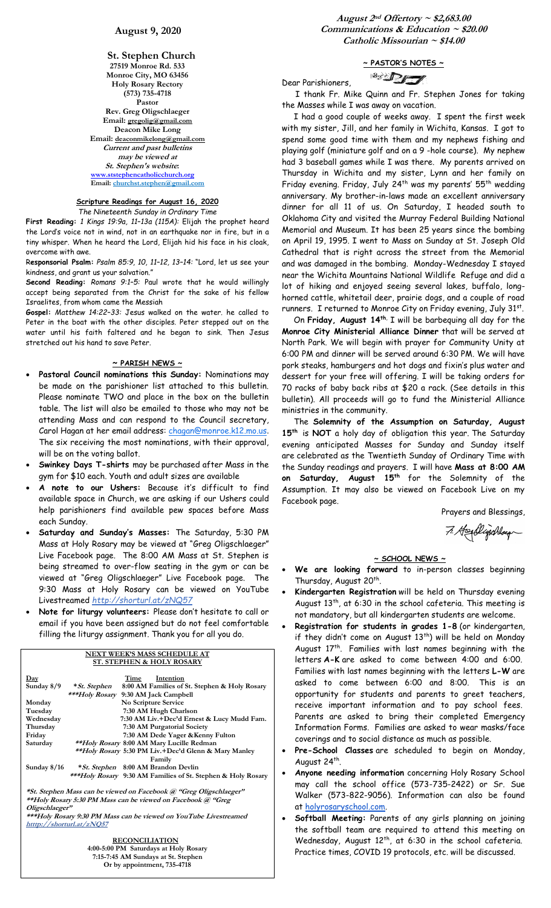## August 9, 2020

**St. Stephen Church**
27519 Monroe Rd. 533
Monroe City, MO 63456
**Holy Rosary Rectory**
(573) 735-4718
**Pastor**
**Rev. Greg Oligschlaeger**
Email: gregolig@gmail.com
Deacon Mike Long
Email: deaconmikelong@gmail.com
*Current and past bulletins may be viewed at St. Stephen's website:*
www.ststephencatholicchurch.org
Email: churchst.stephen@gmail.com

### Scripture Readings for August 16, 2020

*The Nineteenth Sunday in Ordinary Time*

**First Reading:** *1 Kings 19:9a, 11-13a (115A):* Elijah the prophet heard the Lord's voice not in wind, not in an earthquake nor in fire, but in a tiny whisper. When he heard the Lord, Elijah hid his face in his cloak, overcome with awe.

**Responsorial Psalm:** *Psalm 85:9, 10, 11-12, 13-14:* "Lord, let us see your kindness, and grant us your salvation."

**Second Reading:** *Romans 9:1-5:* Paul wrote that he would willingly accept being separated from the Christ for the sake of his fellow Israelites, from whom came the Messiah

**Gospel:** *Matthew 14:22-33:* Jesus walked on the water. he called to Peter in the boat with the other disciples. Peter stepped out on the water until his faith faltered and he began to sink. Then Jesus stretched out his hand to save Peter.

### ~ PARISH NEWS ~

- **Pastoral Council nominations this Sunday:** Nominations may be made on the parishioner list attached to this bulletin. Please nominate TWO and place in the box on the bulletin table. The list will also be emailed to those who may not be attending Mass and can respond to the Council secretary, Carol Hagan at her email address: chagan@monroe.k12.mo.us. The six receiving the most nominations, with their approval, will be on the voting ballot.
- **Swinkey Days T-shirts** may be purchased after Mass in the gym for $10 each. Youth and adult sizes are available
- **A note to our Ushers:** Because it's difficult to find available space in Church, we are asking if our Ushers could help parishioners find available pew spaces before Mass each Sunday.
- **Saturday and Sunday's Masses:** The Saturday, 5:30 PM Mass at Holy Rosary may be viewed at "Greg Oligschlaeger" Live Facebook page. The 8:00 AM Mass at St. Stephen is being streamed to over-flow seating in the gym or can be viewed at "Greg Oligschlaeger" Live Facebook page. The 9:30 Mass at Holy Rosary can be viewed on YouTube Livestreamed *http://shorturl.at/zNQ57*
- **Note for liturgy volunteers:** Please don't hesitate to call or email if you have been assigned but do not feel comfortable filling the liturgy assignment. Thank you for all you do.

### NEXT WEEK'S MASS SCHEDULE AT ST. STEPHEN & HOLY ROSARY

| Day | | Time Intention |
|---|---|---|
| Sunday 8/9 | *\*St. Stephen* | 8:00 AM Families of St. Stephen & Holy Rosary |
| | *\*\*\*Holy Rosary* | 9:30 AM Jack Campbell |
| Monday | | No Scripture Service |
| Tuesday | | 7:30 AM Hugh Charlson |
| Wednesday | | 7:30 AM Liv.+Dec'd Ernest & Lucy Mudd Fam. |
| Thursday | | 7:30 AM Purgatorial Society |
| Friday | | 7:30 AM Dede Yager & Kenny Fulton |
| Saturday | *\*\*Holy Rosary* | 8:00 AM Mary Lucille Redman |
| | *\*\*Holy Rosary* | 5:30 PM Liv.+Dec'd Glenn & Mary Manley Family |
| Sunday 8/16 | *\*St. Stephen* | 8:00 AM Brandon Devlin |
| | *\*\*\*Holy Rosary* | 9:30 AM Families of St. Stephen & Holy Rosary |

*\*St. Stephen Mass can be viewed on Facebook @ "Greg Oligschlaeger"*
*\*\*Holy Rosary 5:30 PM Mass can be viewed on Facebook @ "Greg Oligschlaeger"*
*\*\*\*Holy Rosary 9:30 PM Mass can be viewed on YouTube Livestreamed http://shorturl.at/zNQ57*

**RECONCILIATION**
4:00-5:00 PM Saturdays at Holy Rosary
7:15-7:45 AM Sundays at St. Stephen
Or by appointment, 735-4718

***August 2nd Offertory ~ $2,683.00***
***Communications & Education ~ $20.00***
***Catholic Missourian ~ $14.00***

### ~ PASTOR'S NOTES ~

Dear Parishioners,

I thank Fr. Mike Quinn and Fr. Stephen Jones for taking the Masses while I was away on vacation.

I had a good couple of weeks away. I spent the first week with my sister, Jill, and her family in Wichita, Kansas. I got to spend some good time with them and my nephews fishing and playing golf (miniature golf and on a 9 -hole course). My nephew had 3 baseball games while I was there. My parents arrived on Thursday in Wichita and my sister, Lynn and her family on Friday evening. Friday, July 24th was my parents' 55th wedding anniversary. My brother-in-laws made an excellent anniversary dinner for all 11 of us. On Saturday, I headed south to Oklahoma City and visited the Murray Federal Building National Memorial and Museum. It has been 25 years since the bombing on April 19, 1995. I went to Mass on Sunday at St. Joseph Old Cathedral that is right across the street from the Memorial and was damaged in the bombing. Monday-Wednesday I stayed near the Wichita Mountains National Wildlife Refuge and did a lot of hiking and enjoyed seeing several lakes, buffalo, long-horned cattle, whitetail deer, prairie dogs, and a couple of road runners. I returned to Monroe City on Friday evening, July 31st.

On **Friday, August 14th**, I will be barbequing all day for the **Monroe City Ministerial Alliance Dinner** that will be served at North Park. We will begin with prayer for Community Unity at 6:00 PM and dinner will be served around 6:30 PM. We will have pork steaks, hamburgers and hot dogs and fixin's plus water and dessert for your free will offering. I will be taking orders for 70 racks of baby back ribs at $20 a rack. (See details in this bulletin). All proceeds will go to fund the Ministerial Alliance ministries in the community.

The **Solemnity of the Assumption on Saturday, August 15th** is **NOT** a holy day of obligation this year. The Saturday evening anticipated Masses for Sunday and Sunday itself are celebrated as the Twentieth Sunday of Ordinary Time with the Sunday readings and prayers. I will have **Mass at 8:00 AM on Saturday, August 15th** for the Solemnity of the Assumption. It may also be viewed on Facebook Live on my Facebook page.

Prayers and Blessings,

Fr. Greg Oligschlaeger

### ~ SCHOOL NEWS ~

- **We are looking forward** to in-person classes beginning Thursday, August 20th.
- **Kindergarten Registration** will be held on Thursday evening August 13th, at 6:30 in the school cafeteria. This meeting is not mandatory, but all kindergarten students are welcome.
- **Registration for students in grades 1-8** (or kindergarten, if they didn't come on August 13th) will be held on Monday August 17th. Families with last names beginning with the letters **A-K** are asked to come between 4:00 and 6:00. Families with last names beginning with the letters **L-W** are asked to come between 6:00 and 8:00. This is an opportunity for students and parents to greet teachers, receive important information and to pay school fees. Parents are asked to bring their completed Emergency Information Forms. Families are asked to wear masks/face coverings and to social distance as much as possible.
- **Pre-School Classes** are scheduled to begin on Monday, August 24th.
- **Anyone needing information** concerning Holy Rosary School may call the school office (573-735-2422) or Sr. Sue Walker (573-822-9056). Information can also be found at holyrosaryschool.com.
- **Softball Meeting:** Parents of any girls planning on joining the softball team are required to attend this meeting on Wednesday, August 12th, at 6:30 in the school cafeteria. Practice times, COVID 19 protocols, etc. will be discussed.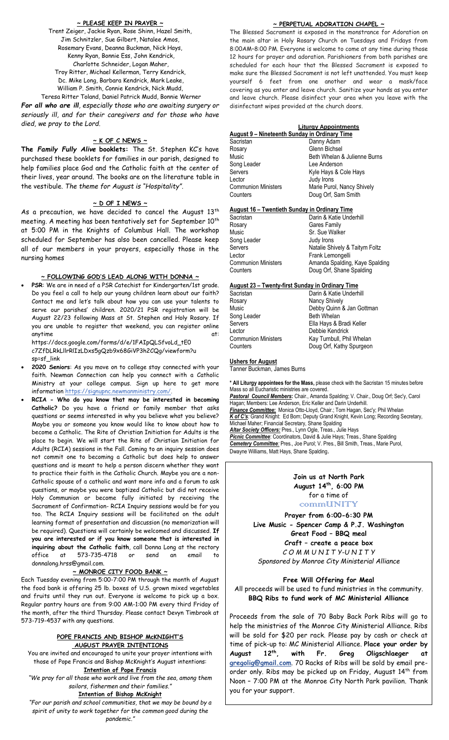## ~ PLEASE KEEP IN PRAYER ~

Trent Zeiger, Jackie Ryan, Rose Shinn, Hazel Smith, Jim Schnitzler, Sue Gilbert, Natalee Amos, Rosemary Evans, Deanna Buckman, Nick Hays, Kenny Ryan, Bonnie Ess, John Kendrick, Charlotte Schneider, Logan Maher, Troy Ritter, Michael Kellerman, Terry Kendrick, Dc. Mike Long, Barbara Kendrick, Mark Leake, William P. Smith, Connie Kendrick, Nick Mudd, Teresa Ritter Toland, Daniel Patrick Mudd, Bonnie Werner

***For all who are ill**, especially those who are awaiting surgery or seriously ill, and for their caregivers and for those who have died, we pray to the Lord.*

## ~ K OF C NEWS ~

**The *Family Fully Alive* booklets:** The St. Stephen KC's have purchased these booklets for families in our parish, designed to help families place God and the Catholic faith at the center of their lives, year around. The books are on the literature table in the vestibule. *The theme for August is "Hospitality".*

## ~ D OF I NEWS ~

As a precaution, we have decided to cancel the August 13th meeting. A meeting has been tentatively set for September 10th at 5:00 PM in the Knights of Columbus Hall. The workshop scheduled for September has also been cancelled. Please keep all of our members in your prayers, especially those in the nursing homes

## ~ FOLLOWING GOD'S LEAD ALONG WITH DONNA ~

- **PSR**: We are in need of a PSR Catechist for Kindergarten/1st grade. Do you feel a call to help our young children learn about our faith? Contact me and let's talk about how you can use your talents to serve our parishes' children. 2020/21 PSR registration will be August 22/23 following Mass at St. Stephen and Holy Rosary. If you are unable to register that weekend, you can register online anytime at: https://docs.google.com/forms/d/e/1FAIpQLSfvoLd_tE0c7ZfDLRkLllrRlIzLDxs5gQzb9x68GiVP3h2CQg/viewform?usp=sf_link
- **2020 Seniors**: As you move on to college stay connected with your faith. Newman Connection can help you connect with a Catholic Ministry at your college campus. Sign up here to get more information https://signupnc.newmanministry.com/.
- **RCIA - Who do you know that may be interested in becoming Catholic?** Do you have a friend or family member that asks questions or seems interested in why you believe what you believe? Maybe you or someone you know would like to know about how to become a Catholic. The Rite of Christian Initiation for Adults is the place to begin. We will start the Rite of Christian Initiation for Adults (RCIA) sessions in the Fall. Coming to an inquiry session does not commit one to becoming a Catholic but does help to answer questions and is meant to help a person discern whether they want to practice their faith in the Catholic Church. Maybe you are a non-Catholic spouse of a catholic and want more info and a forum to ask questions, or maybe you were baptized Catholic but did not receive Holy Communion or become fully initiated by receiving the Sacrament of Confirmation- RCIA Inquiry sessions would be for you too. The RCIA Inquiry sessions will be facilitated on the adult learning format of presentation and discussion (no memorization will be required). Questions will certainly be welcomed and discussed. **If you are interested or if you know someone that is interested in inquiring about the Catholic faith**, call Donna Long at the rectory office at 573-735-4718 or send an email to donnalong.hrss@gmail.com.

## ~ MONROE CITY FOOD BANK ~

Each Tuesday evening from 5:00-7:00 PM through the month of August the food bank is offering 25 lb. boxes of U.S. grown mixed vegetables and fruits until they run out. Everyone is welcome to pick up a box. Regular pantry hours are from 9:00 AM-1:00 PM every third Friday of the month, after the third Thursday. Please contact Devyn Timbrook at 573-719-4537 with any questions.

## POPE FRANCIS AND BISHOP McKNIGHT'S AUGUST PRAYER INTENTIONS

You are invited and encouraged to unite your prayer intentions with those of Pope Francis and Bishop McKnight's August intentions:

**Intention of Pope Francis**

*"We pray for all those who work and live from the sea, among them sailors, fishermen and their families."*

**Intention of Bishop McKnight**

*"For our parish and school communities, that we may be bound by a spirit of unity to work together for the common good during the pandemic."*

## ~ PERPETUAL ADORATION CHAPEL ~

The Blessed Sacrament is exposed in the monstrance for Adoration on the main altar in Holy Rosary Church on Tuesdays and Fridays from 8:00AM–8:00 PM. Everyone is welcome to come at any time during those 12 hours for prayer and adoration. Parishioners from both parishes are scheduled for each hour that the Blessed Sacrament is exposed to make sure the Blessed Sacrament is not left unattended. You must keep yourself 6 feet from one another and wear a mask/face covering as you enter and leave church. Sanitize your hands as you enter and leave church. Please disinfect your area when you leave with the disinfectant wipes provided at the church doors.

## Liturgy Appointments

**August 9 – Nineteenth Sunday in Ordinary Time**

| | |
|---|---|
| Sacristan | Danny Adam |
| Rosary | Glenn Bichsel |
| Music | Beth Whelan & Julienne Burns |
| Song Leader | Lee Anderson |
| Servers | Kyle Hays & Cole Hays |
| Lector | Judy Irons |
| Communion Ministers | Marie Purol, Nancy Shively |
| Counters | Doug Orf, Sam Smith |

**August 16 – Twentieth Sunday in Ordinary Time**

| | |
|---|---|
| Sacristan | Darin & Katie Underhill |
| Rosary | Gares Family |
| Music | Sr. Sue Walker |
| Song Leader | Judy Irons |
| Servers | Natalie Shively & Taitym Foltz |
| Lector | Frank Lemongelli |
| Communion Ministers | Amanda Spalding, Kaye Spalding |
| Counters | Doug Orf, Shane Spalding |

**August 23 – Twenty-first Sunday in Ordinary Time**

| | |
|---|---|
| Sacristan | Darin & Katie Underhill |
| Rosary | Nancy Shively |
| Music | Debby Quinn & Jan Gottman |
| Song Leader | Beth Whelan |
| Servers | Ella Hays & Bradi Keller |
| Lector | Debbie Kendrick |
| Communion Ministers | Kay Turnbull, Phil Whelan |
| Counters | Doug Orf, Kathy Spurgeon |

**Ushers for August**

Tanner Buckman, James Burns

**\* All Liturgy appointees for the Mass,** please check with the Sacristan 15 minutes before Mass so all Eucharistic ministries are covered.

***Pastoral Council Members*:** Chair., Amanda Spalding; V. Chair., Doug Orf; Sec'y, Carol Hagan; Members: Lee Anderson, Eric Keller and Darin Underhill.

***Finance Committee*:** Monica Otto-Lloyd, Chair.; Tom Hagan, Sec'y; Phil Whelan

***K of C's*:** Grand Knight: Ed Born; Deputy Grand Knight, Kevin Long; Recording Secretary, Michael Maher; Financial Secretary, Shane Spalding

***Altar Society Officers*:** Pres., Lynn Ogle, Treas., Julie Hays

***Picnic Committee*:** Coordinators, David & Julie Hays; Treas., Shane Spalding

***Cemetery Committee*:** Pres., Joe Purol; V. Pres., Bill Smith, Treas., Marie Purol, Dwayne Williams, Matt Hays, Shane Spalding.

**Join us at North Park**
**August 14th, 6:00 PM**
for a time of
commUNITY

**Prayer from 6:00-6:30 PM**
**Live Music - Spencer Camp & P.J. Washington**
**Great Food – BBQ meal**
**Craft – create a peace box**
*C O M M U N I T Y-U N I T Y*
*Sponsored by Monroe City Ministerial Alliance*

**Free Will Offering for Meal**
All proceeds will be used to fund ministries in the community.
**BBQ Ribs to fund work of MC Ministerial Alliance**

Proceeds from the sale of 70 Baby Back Pork Ribs will go to help the ministries of the Monroe City Ministerial Alliance. Ribs will be sold for $20 per rack. Please pay by cash or check at time of pick-up to: MC Ministerial Alliance. **Place your order by August 12th, with Fr. Greg Oligschlaeger at gregolig@gmail.com**. 70 Racks of Ribs will be sold by email pre-order only. Ribs may be picked up on Friday, August 14th from Noon – 7:00 PM at the Monroe City North Park pavilion. Thank you for your support.